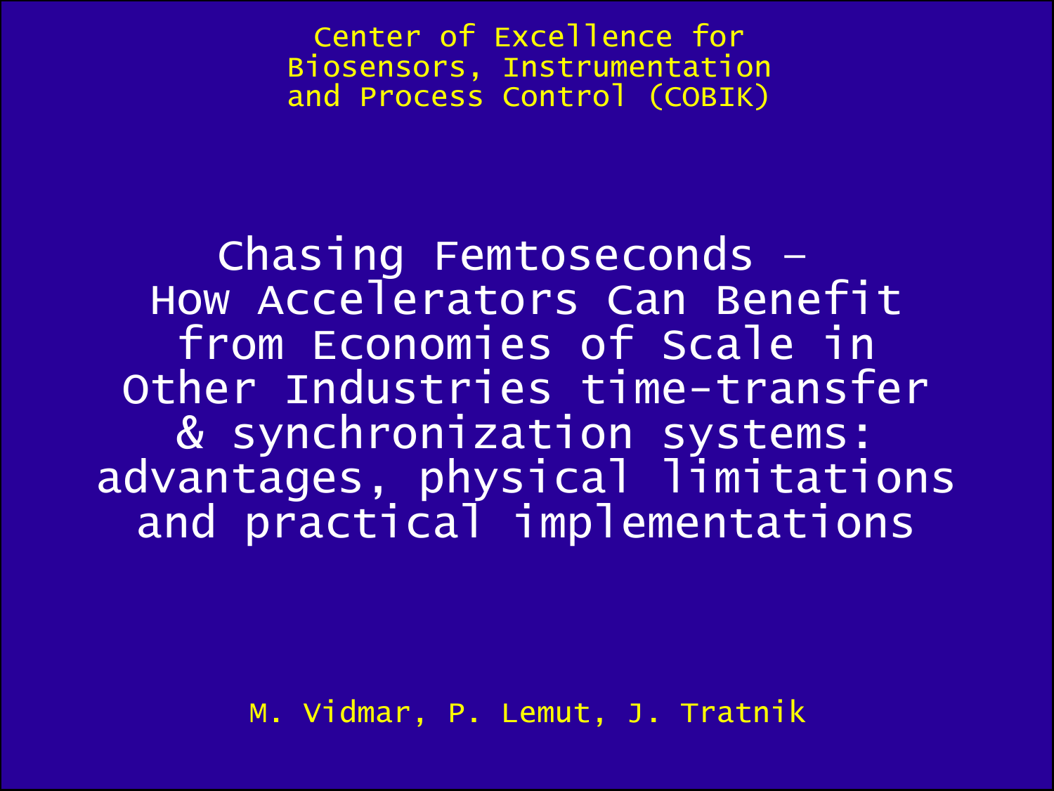Center of Excellence for Biosensors, Instrumentation and Process Control (COBIK)

# Chasing Femtoseconds – How Accelerators Can Benefit from Economies of Scale in Other Industries time-transfer & synchronization systems: advantages, physical limitations and practical implementations

M. Vidmar, P. Lemut, J. Tratnik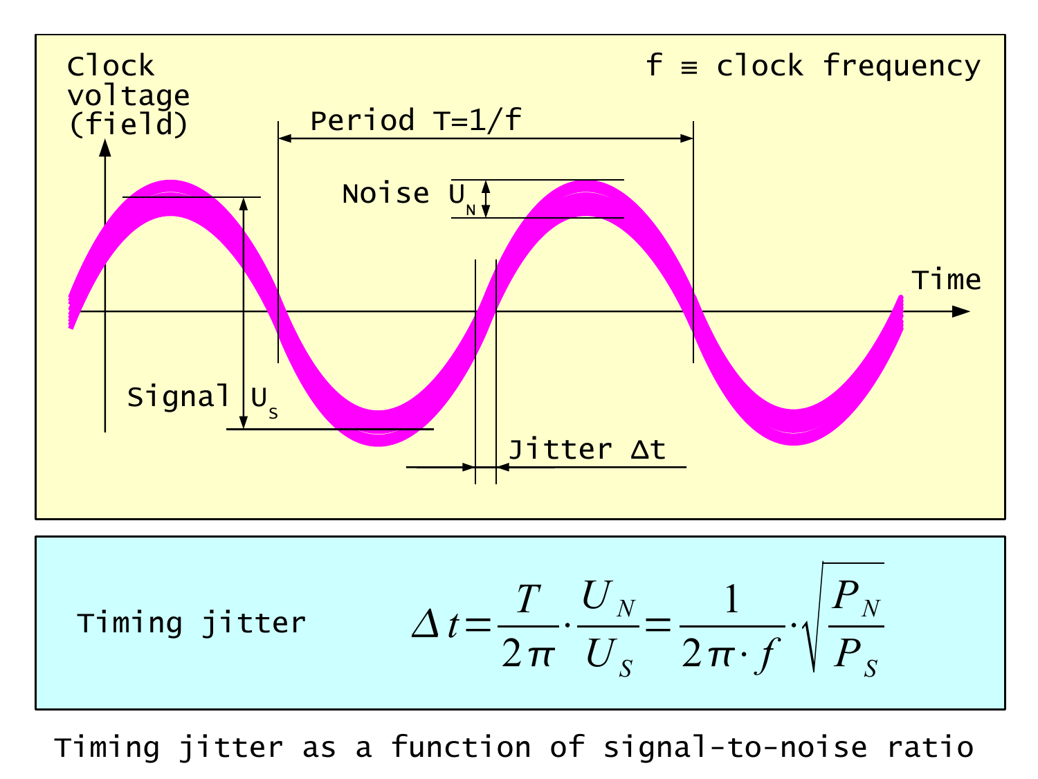Clock voltage (field)

f ≡ clock frequency

Period T=1/f

Noise $U_N$

Time

Signal $U_S$

Jitter Δt

Timing jitter

$$\Delta t = \frac{T}{2\pi} \cdot \frac{U_N}{U_S} = \frac{1}{2\pi \cdot f} \cdot \sqrt{\frac{P_N}{P_S}}$$

Timing jitter as a function of signal-to-noise ratio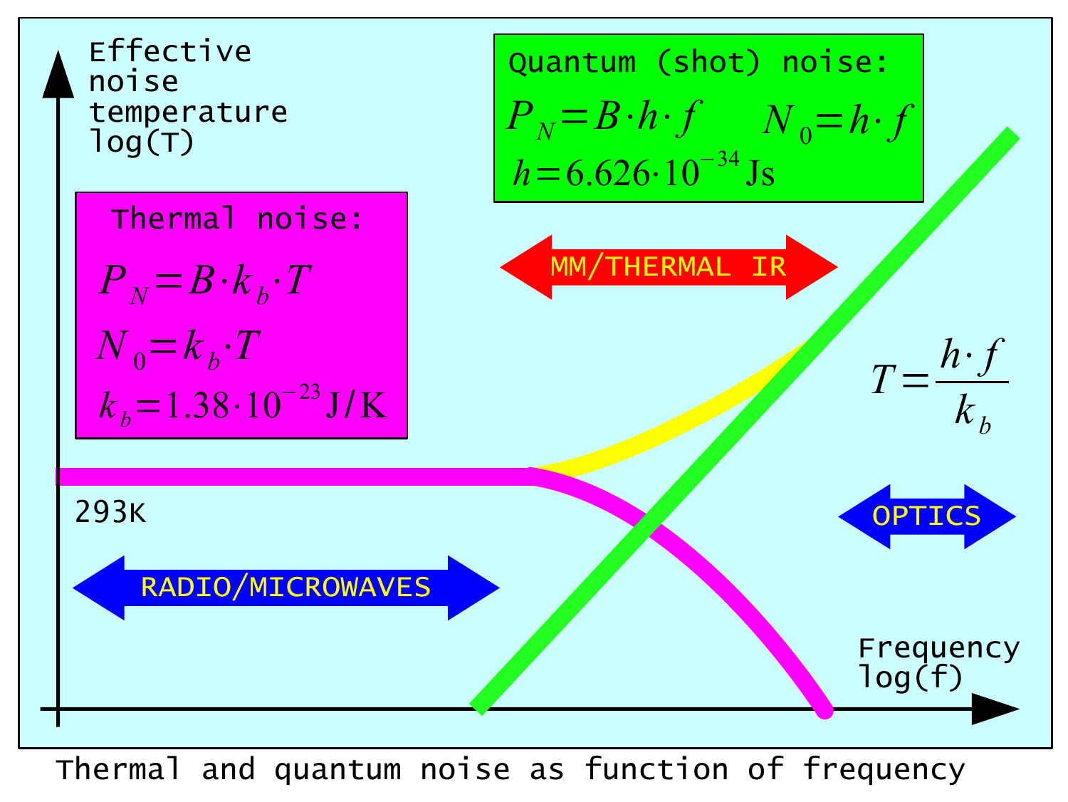Effective noise temperature log(T)

**Thermal noise:**

$$P_N = B \cdot k_b \cdot T$$

$$N_0 = k_b \cdot T$$

$$k_b = 1.38 \cdot 10^{-23}\,\text{J/K}$$

**Quantum (shot) noise:**

$$P_N = B \cdot h \cdot f \qquad N_0 = h \cdot f$$

$$h = 6.626 \cdot 10^{-34}\,\text{Js}$$

MM/THERMAL IR

$$T = \frac{h \cdot f}{k_b}$$

293K

OPTICS

RADIO/MICROWAVES

Frequency log(f)

Thermal and quantum noise as function of frequency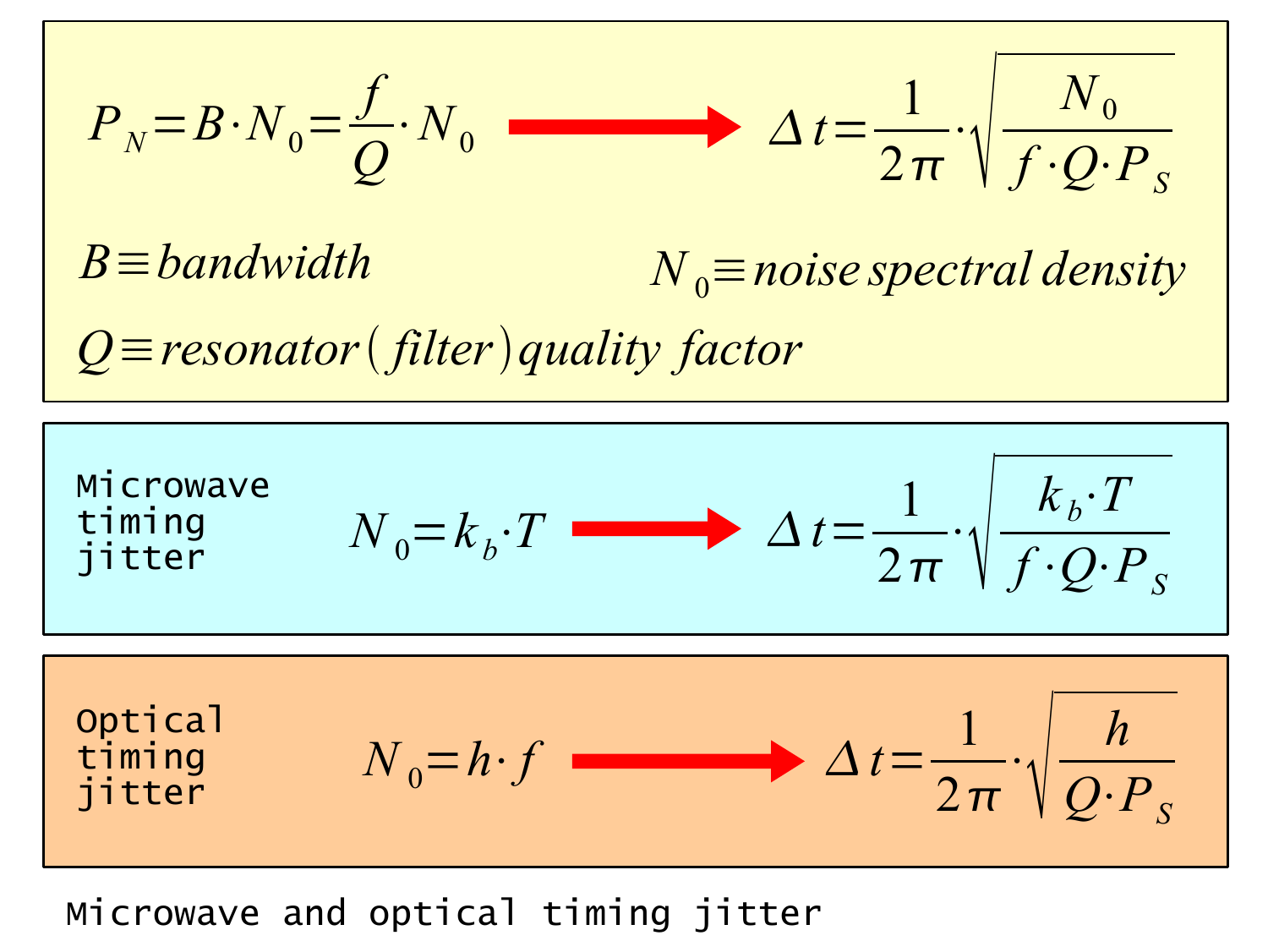$$P_N = B \cdot N_0 = \frac{f}{Q} \cdot N_0 \longrightarrow \Delta t = \frac{1}{2\pi} \cdot \sqrt{\frac{N_0}{f \cdot Q \cdot P_S}}$$

$B \equiv bandwidth$

$N_0 \equiv noise\ spectral\ density$

$Q \equiv resonator\ (filter)\ quality\ factor$

Microwave timing jitter

$$N_0 = k_b \cdot T \longrightarrow \Delta t = \frac{1}{2\pi} \cdot \sqrt{\frac{k_b \cdot T}{f \cdot Q \cdot P_S}}$$

Optical timing jitter

$$N_0 = h \cdot f \longrightarrow \Delta t = \frac{1}{2\pi} \cdot \sqrt{\frac{h}{Q \cdot P_S}}$$

Microwave and optical timing jitter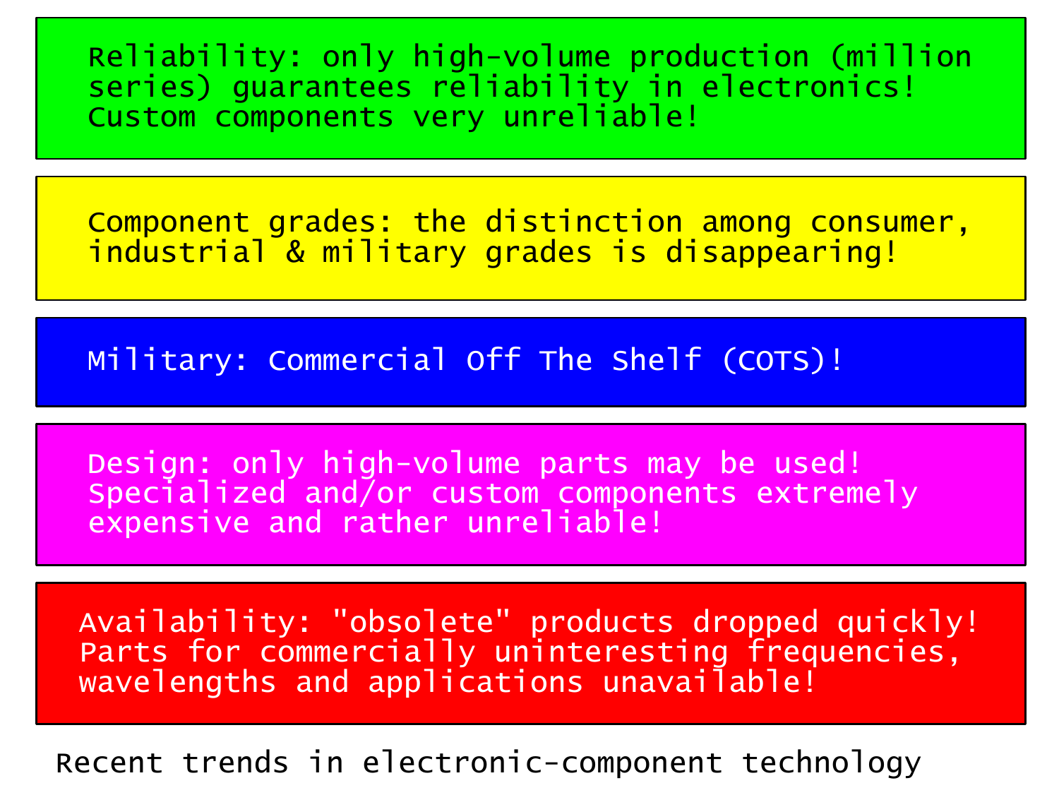Reliability: only high-volume production (million series) guarantees reliability in electronics! Custom components very unreliable!

Component grades: the distinction among consumer, industrial & military grades is disappearing!

Military: Commercial Off The Shelf (COTS)!

Design: only high-volume parts may be used! Specialized and/or custom components extremely expensive and rather unreliable!

Availability: "obsolete" products dropped quickly! Parts for commercially uninteresting frequencies, wavelengths and applications unavailable!

Recent trends in electronic-component technology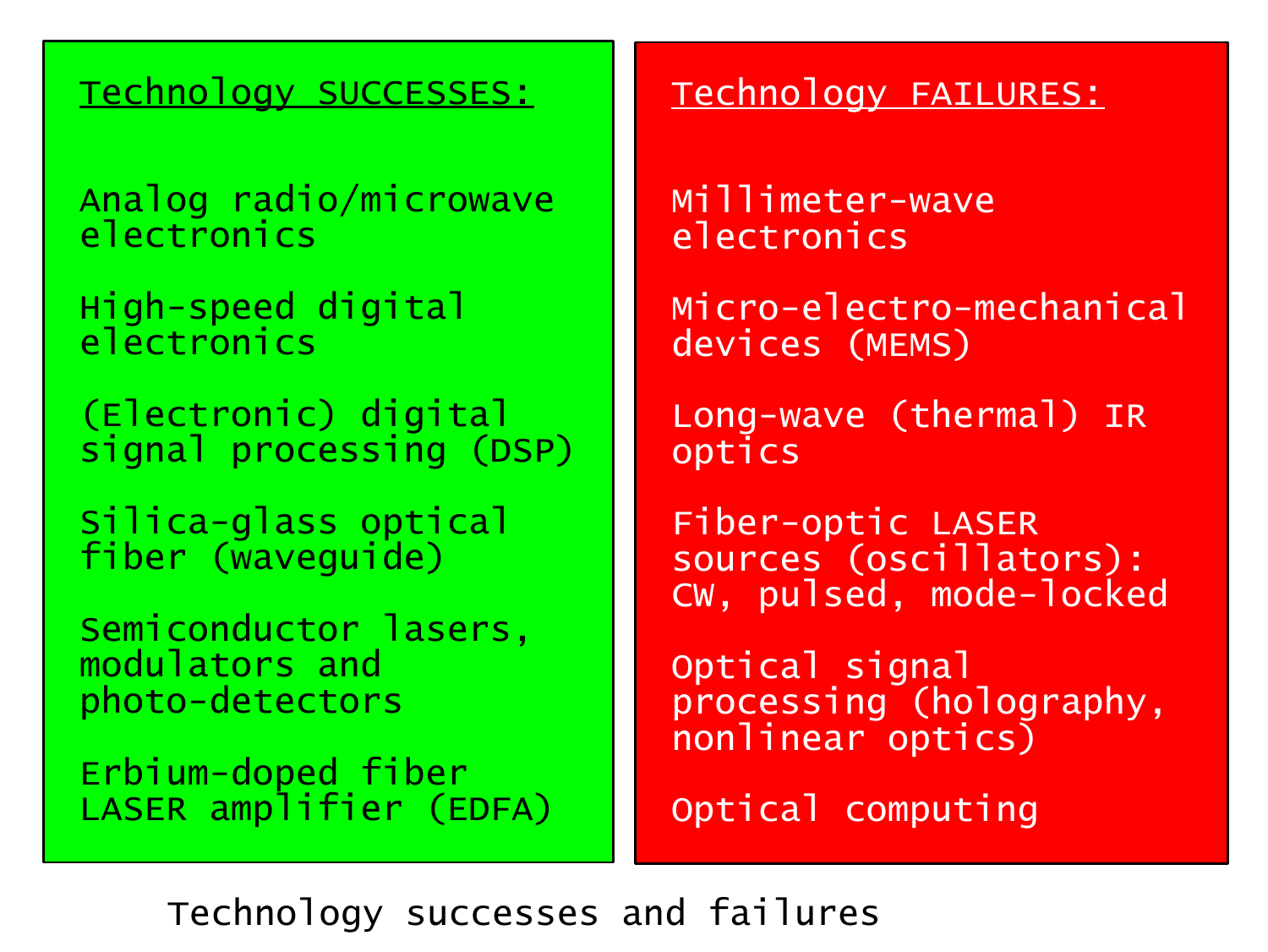**Technology SUCCESSES:**

- Analog radio/microwave electronics
- High-speed digital electronics
- (Electronic) digital signal processing (DSP)
- Silica-glass optical fiber (waveguide)
- Semiconductor lasers, modulators and photo-detectors
- Erbium-doped fiber LASER amplifier (EDFA)

**Technology FAILURES:**

- Millimeter-wave electronics
- Micro-electro-mechanical devices (MEMS)
- Long-wave (thermal) IR optics
- Fiber-optic LASER sources (oscillators): CW, pulsed, mode-locked
- Optical signal processing (holography, nonlinear optics)
- Optical computing

Technology successes and failures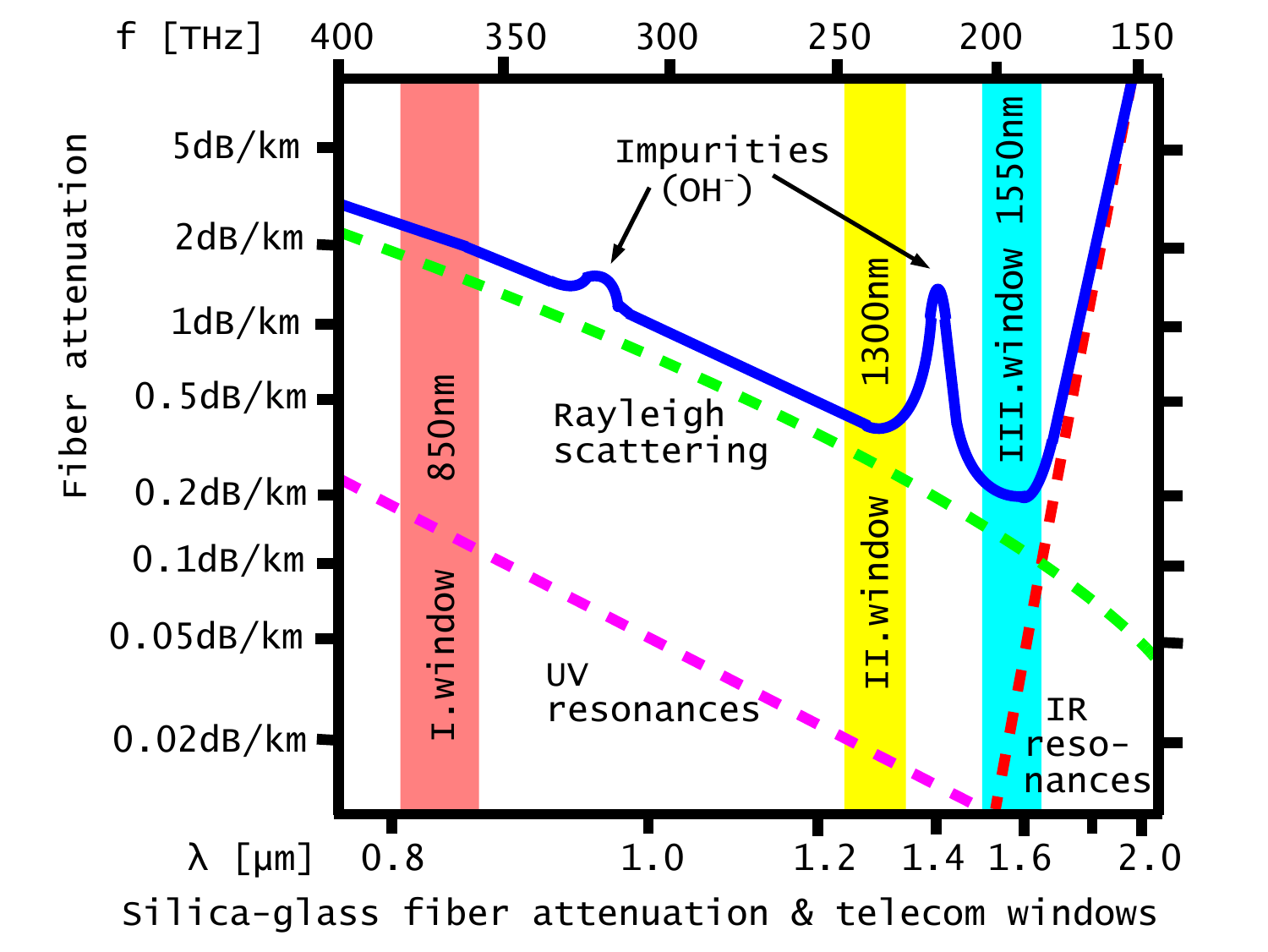f [THz] 400 350 300 250 200 150

Fiber attenuation

5dB/km
2dB/km
1dB/km
0.5dB/km
0.2dB/km
0.1dB/km
0.05dB/km
0.02dB/km

Impurities ($OH^-$)

Rayleigh scattering

UV resonances

IR resonances

I.window 850nm

II.window 1300nm

III.window 1550nm

λ [μm] 0.8 1.0 1.2 1.4 1.6 2.0

Silica-glass fiber attenuation & telecom windows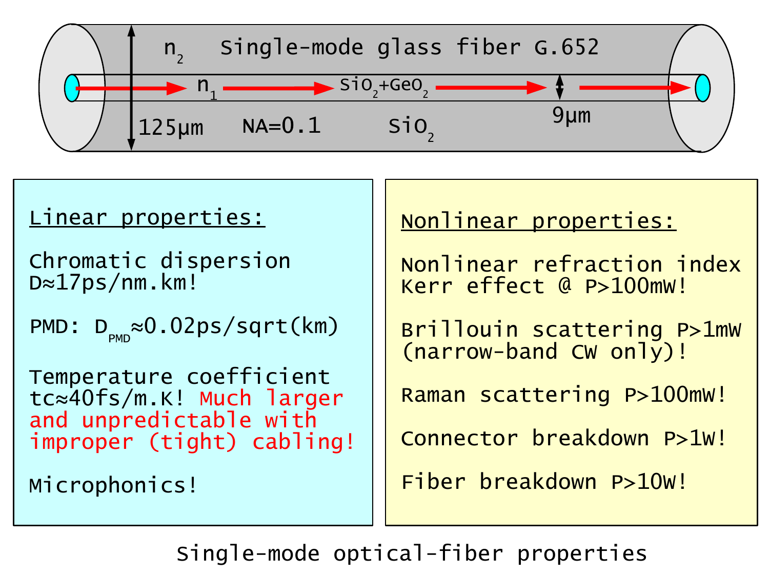$n_2$ Single-mode glass fiber G.652

$n_1$ $SiO_2+GeO_2$

125µm NA=0.1 $SiO_2$ 9µm

**Linear properties:**

Chromatic dispersion
D≈17ps/nm.km!

PMD: $D_{PMD}$≈0.02ps/sqrt(km)

Temperature coefficient
tc≈40fs/m.K! Much larger and unpredictable with improper (tight) cabling!

Microphonics!

**Nonlinear properties:**

Nonlinear refraction index
Kerr effect @ P>100mW!

Brillouin scattering P>1mW
(narrow-band CW only)!

Raman scattering P>100mW!

Connector breakdown P>1W!

Fiber breakdown P>10W!

Single-mode optical-fiber properties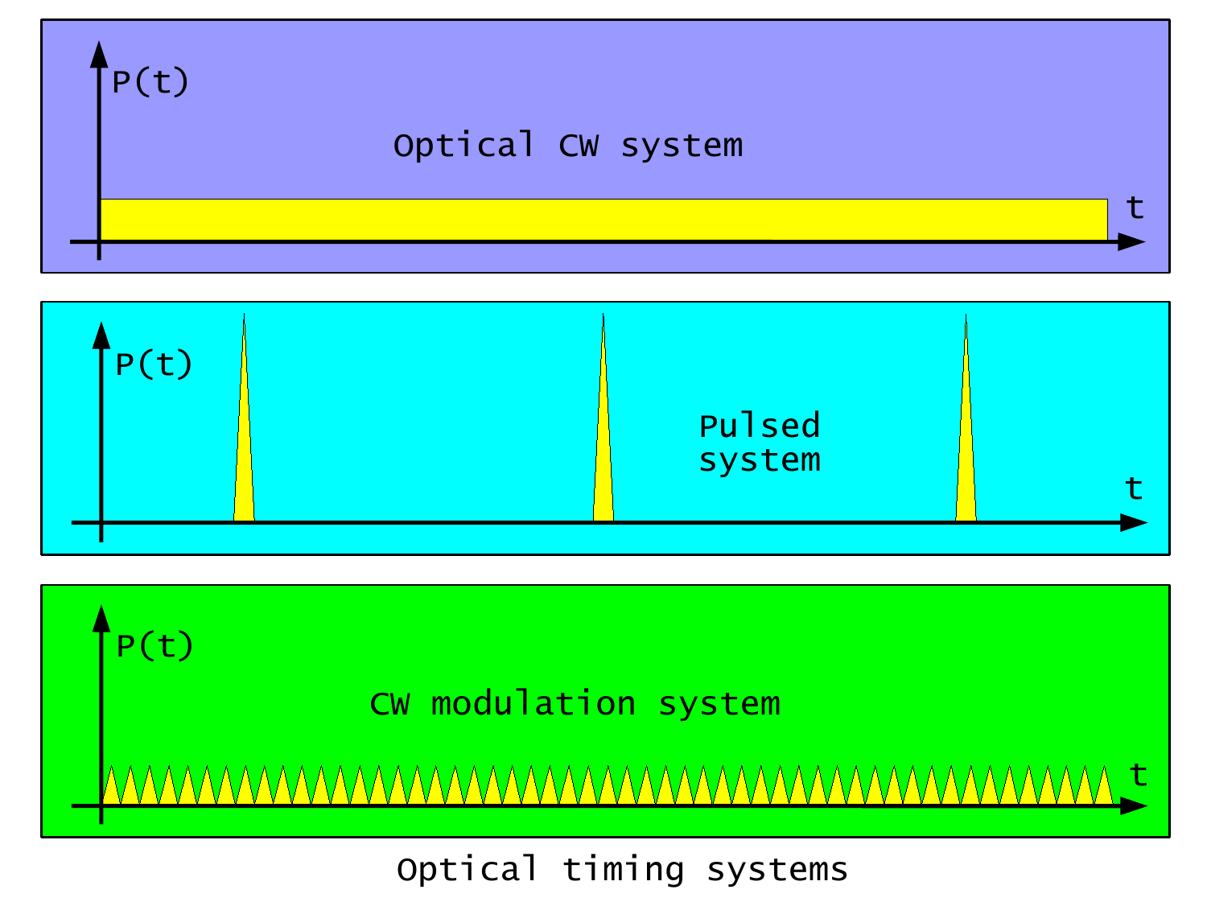Optical timing systems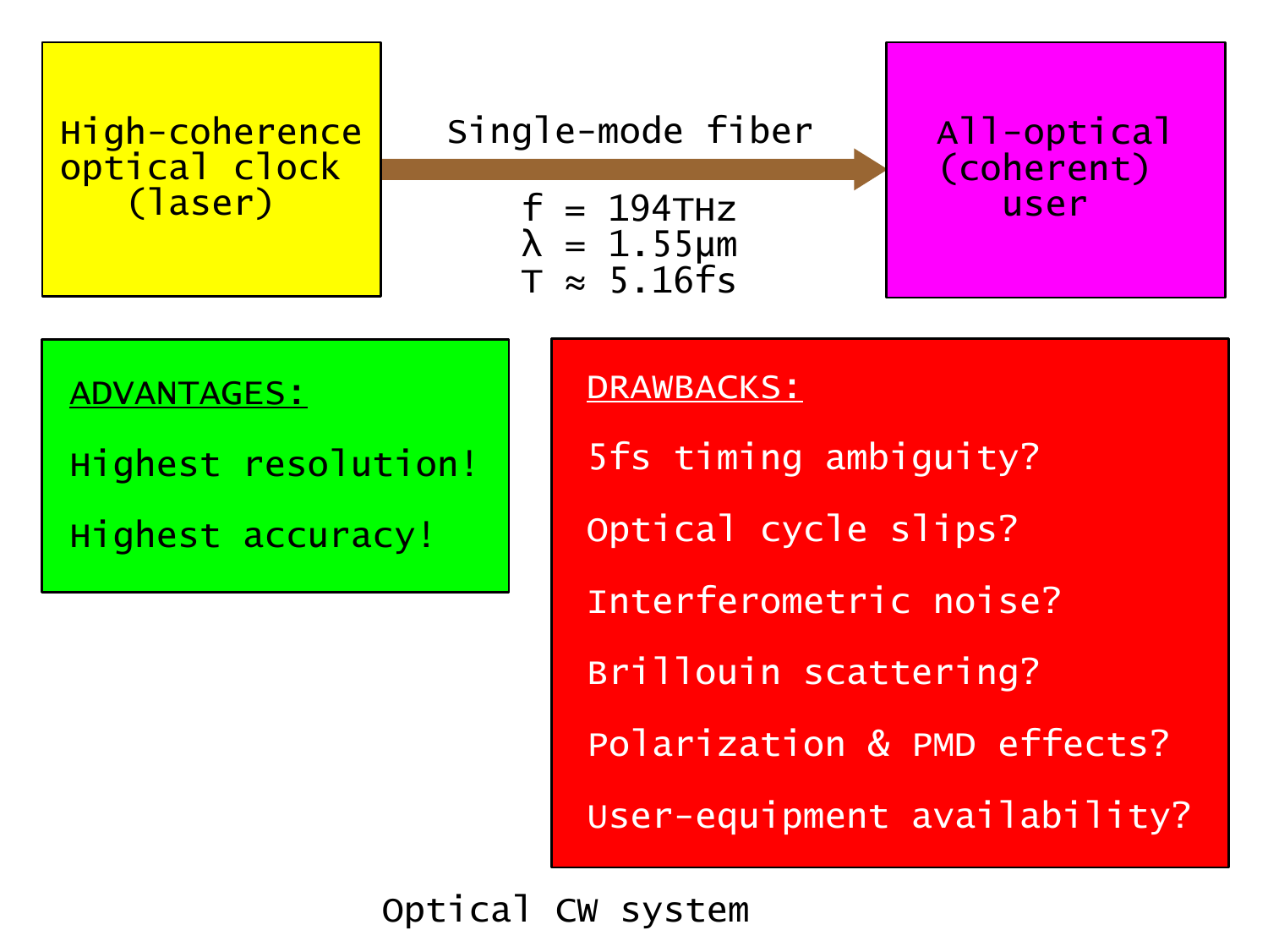High-coherence optical clock (laser)

Single-mode fiber

$f = 194\text{THz}$
$\lambda = 1.55\mu\text{m}$
$T \approx 5.16\text{fs}$

All-optical (coherent) user

**ADVANTAGES:**

Highest resolution!

Highest accuracy!

**DRAWBACKS:**

5fs timing ambiguity?

Optical cycle slips?

Interferometric noise?

Brillouin scattering?

Polarization & PMD effects?

User-equipment availability?

Optical CW system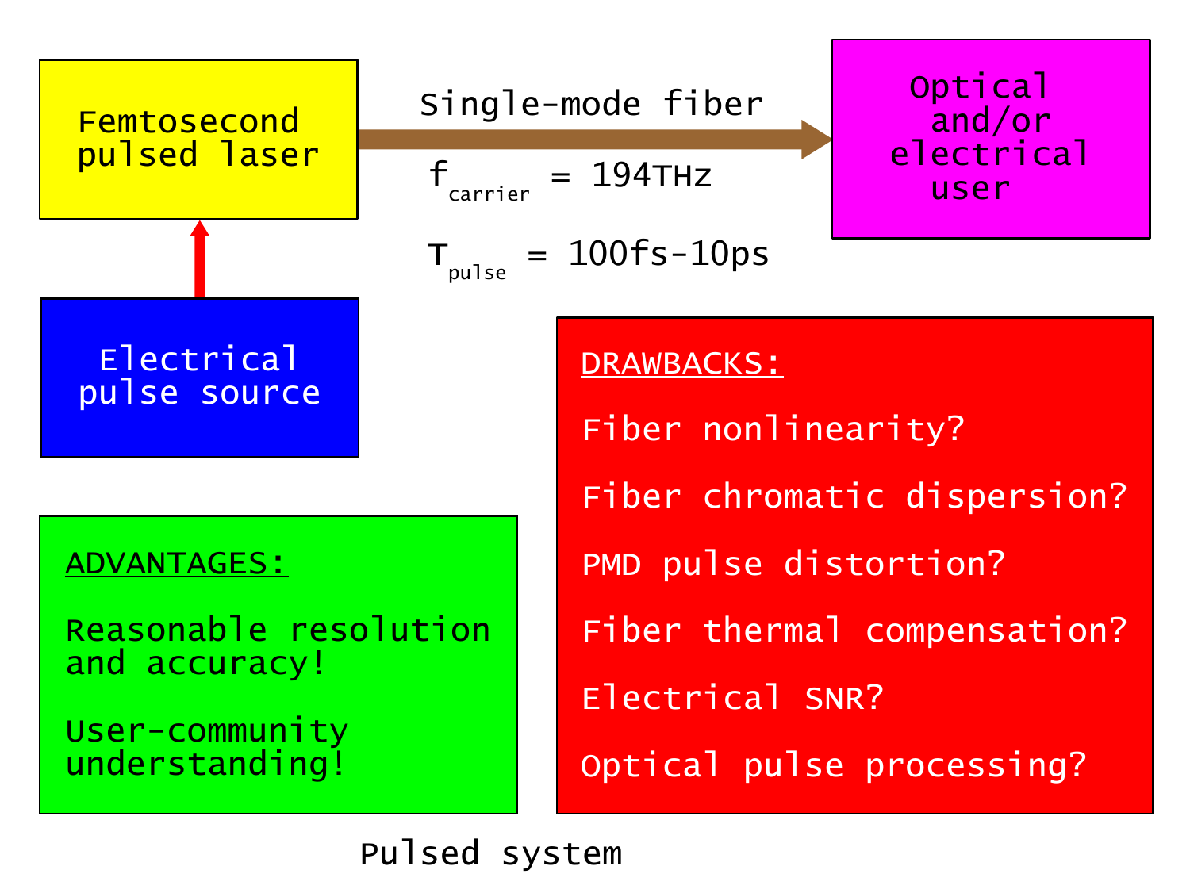Femtosecond pulsed laser

Electrical pulse source

Single-mode fiber

$f_{carrier}$ = 194THz

$T_{pulse}$ = 100fs-10ps

Optical and/or electrical user

**ADVANTAGES:**

Reasonable resolution and accuracy!

User-community understanding!

**DRAWBACKS:**

Fiber nonlinearity?

Fiber chromatic dispersion?

PMD pulse distortion?

Fiber thermal compensation?

Electrical SNR?

Optical pulse processing?

Pulsed system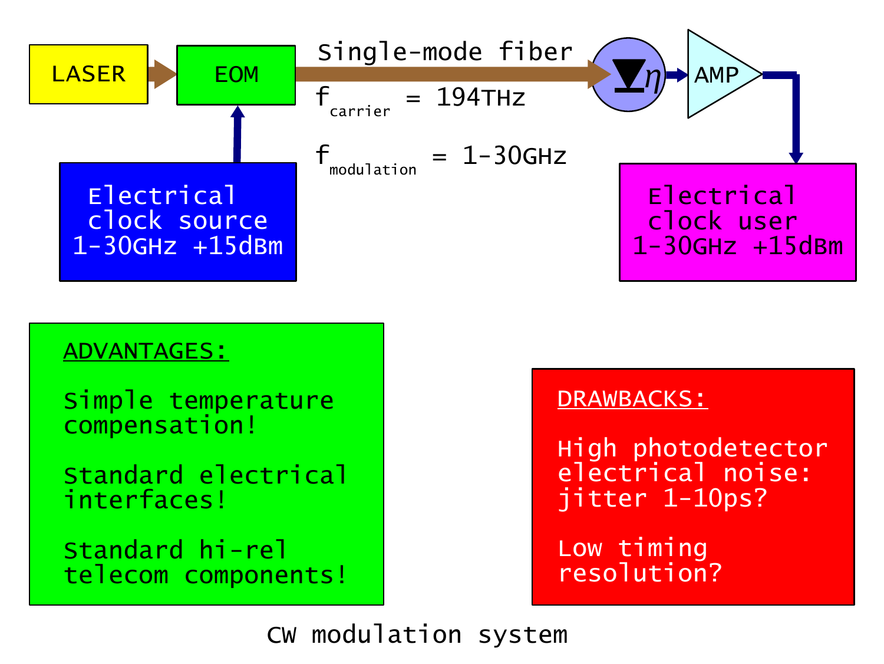LASER → EOM → Single-mode fiber → $\eta$ → AMP → Electrical clock user

$f_{carrier}$ = 194THz

$f_{modulation}$ = 1-30GHz

Electrical clock source 1-30GHz +15dBm

Electrical clock user 1-30GHz +15dBm

ADVANTAGES:

Simple temperature compensation!

Standard electrical interfaces!

Standard hi-rel telecom components!

DRAWBACKS:

High photodetector electrical noise: jitter 1-10ps?

Low timing resolution?

CW modulation system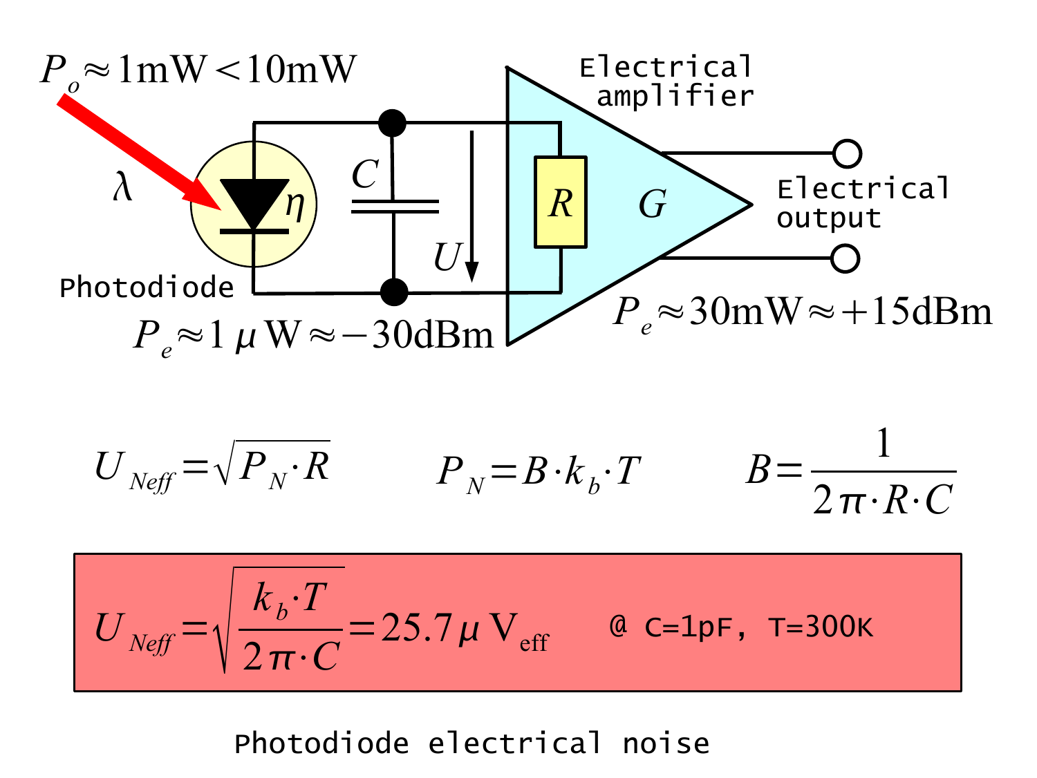$P_o \approx 1\text{mW} < 10\text{mW}$

$\lambda$

$\eta$

Photodiode

$C$

$U$

$R$

$G$

Electrical amplifier

Electrical output

$P_e \approx 1\,\mu\text{W} \approx -30\text{dBm}$

$P_e \approx 30\text{mW} \approx +15\text{dBm}$

$$U_{Neff} = \sqrt{P_N \cdot R} \qquad P_N = B \cdot k_b \cdot T \qquad B = \frac{1}{2\pi \cdot R \cdot C}$$

$$U_{Neff} = \sqrt{\frac{k_b \cdot T}{2\pi \cdot C}} = 25.7\,\mu\text{V}_{\text{eff}}$$ @ C=1pF, T=300K

Photodiode electrical noise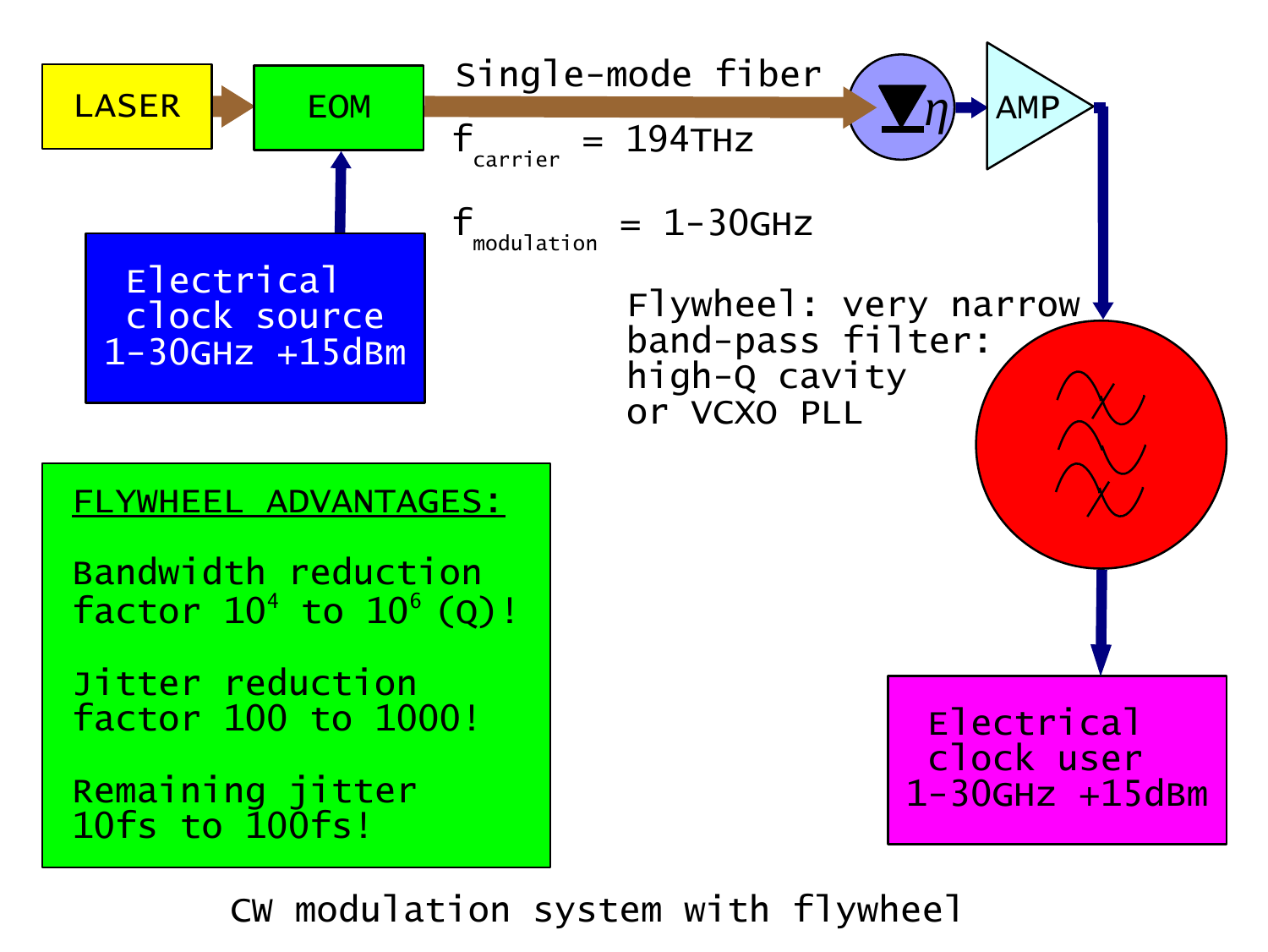LASER → EOM → Single-mode fiber

$f_{carrier}$ = 194THz

$f_{modulation}$ = 1-30GHz

Electrical clock source 1-30GHz +15dBm

$\eta$ → AMP

Flywheel: very narrow band-pass filter: high-Q cavity or VCXO PLL

Electrical clock user 1-30GHz +15dBm

FLYWHEEL ADVANTAGES:

Bandwidth reduction factor $10^4$ to $10^6$ (Q)!

Jitter reduction factor 100 to 1000!

Remaining jitter 10fs to 100fs!

CW modulation system with flywheel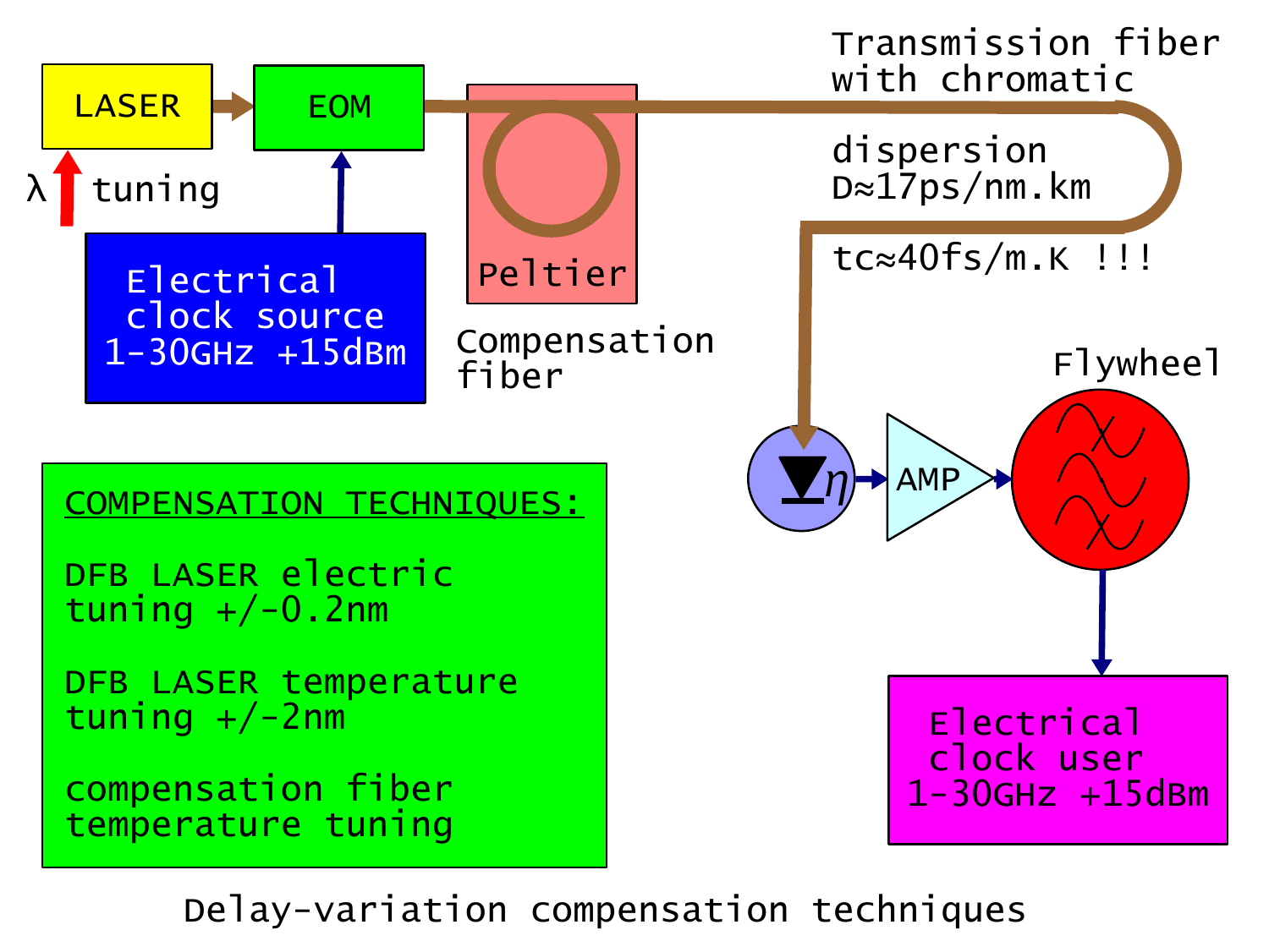LASER

λ tuning

EOM

Electrical clock source 1-30GHz +15dBm

Peltier

Compensation fiber

Transmission fiber with chromatic dispersion D≈17ps/nm.km

tc≈40fs/m.K !!!

η

AMP

Flywheel

Electrical clock user 1-30GHz +15dBm

COMPENSATION TECHNIQUES:

DFB LASER electric tuning +/-0.2nm

DFB LASER temperature tuning +/-2nm

compensation fiber temperature tuning

Delay-variation compensation techniques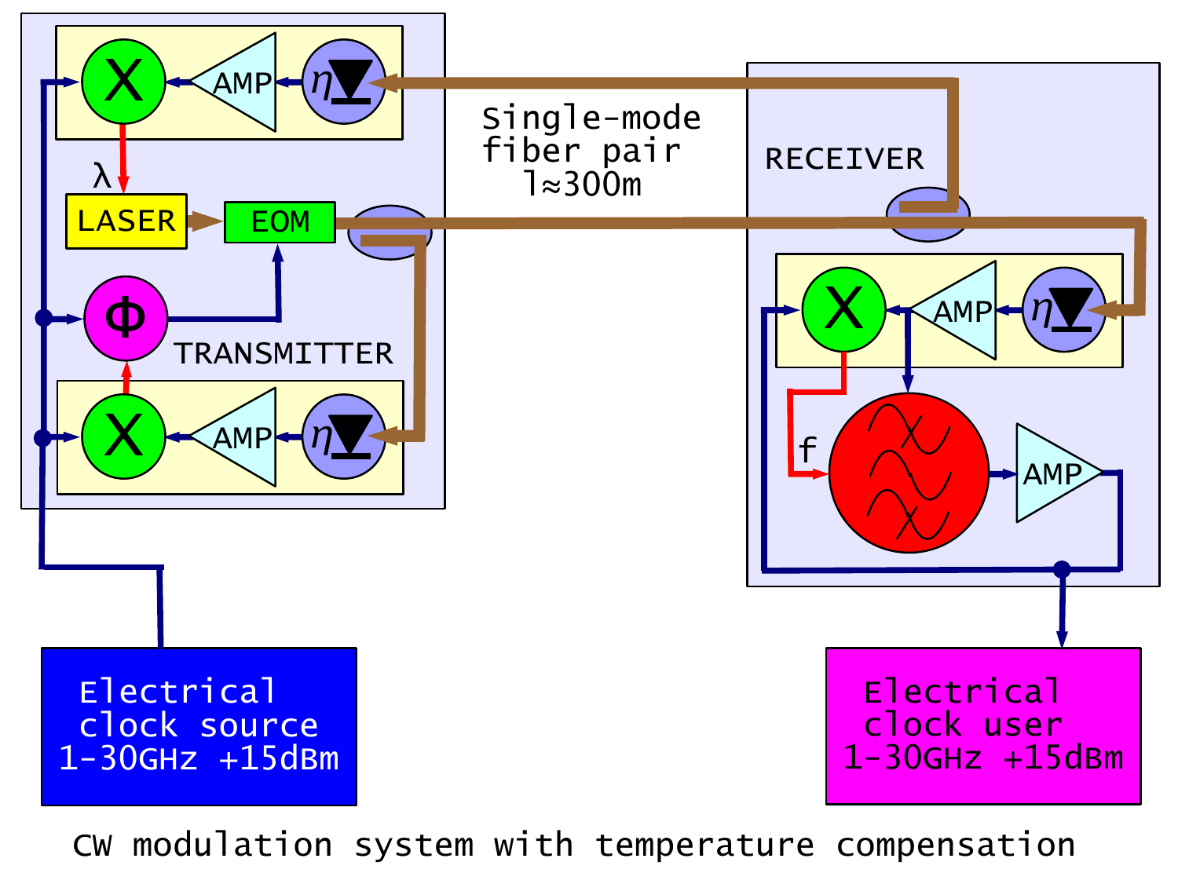CW modulation system with temperature compensation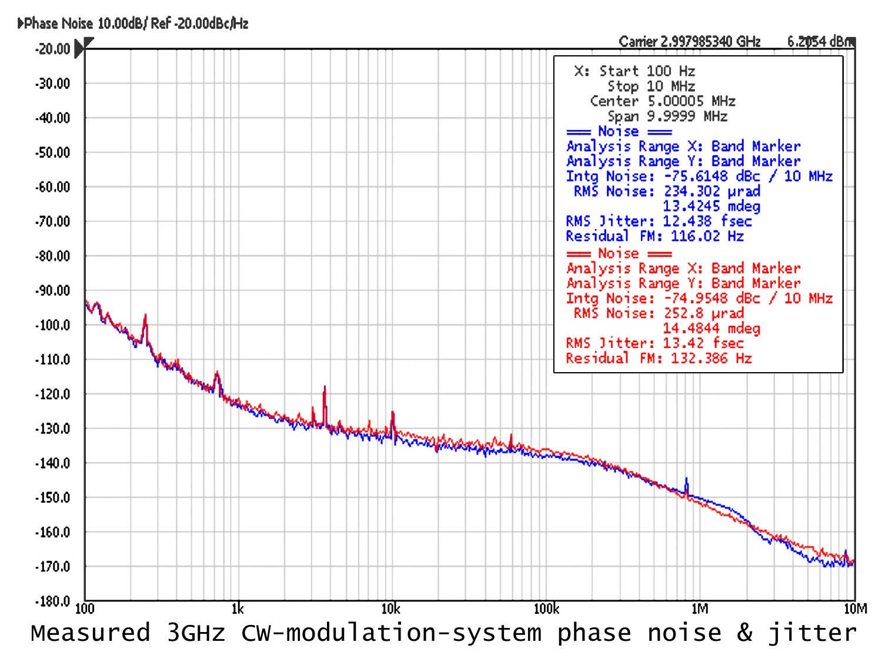Phase Noise 10.00dB/ Ref -20.00dBc/Hz

Carrier 2.997985340 GHz 6.2054 dBm

X: Start 100 Hz
Stop 10 MHz
Center 5.00005 MHz
Span 9.9999 MHz

== Noise == (blue)
Analysis Range X: Band Marker
Analysis Range Y: Band Marker
Intg Noise: -75.6148 dBc / 10 MHz
RMS Noise: 234.302 μrad
13.4245 mdeg
RMS Jitter: 12.438 fsec
Residual FM: 116.02 Hz

== Noise == (red)
Analysis Range X: Band Marker
Analysis Range Y: Band Marker
Intg Noise: -74.9548 dBc / 10 MHz
RMS Noise: 252.8 μrad
14.4844 mdeg
RMS Jitter: 13.42 fsec
Residual FM: 132.386 Hz

Measured 3GHz CW-modulation-system phase noise & jitter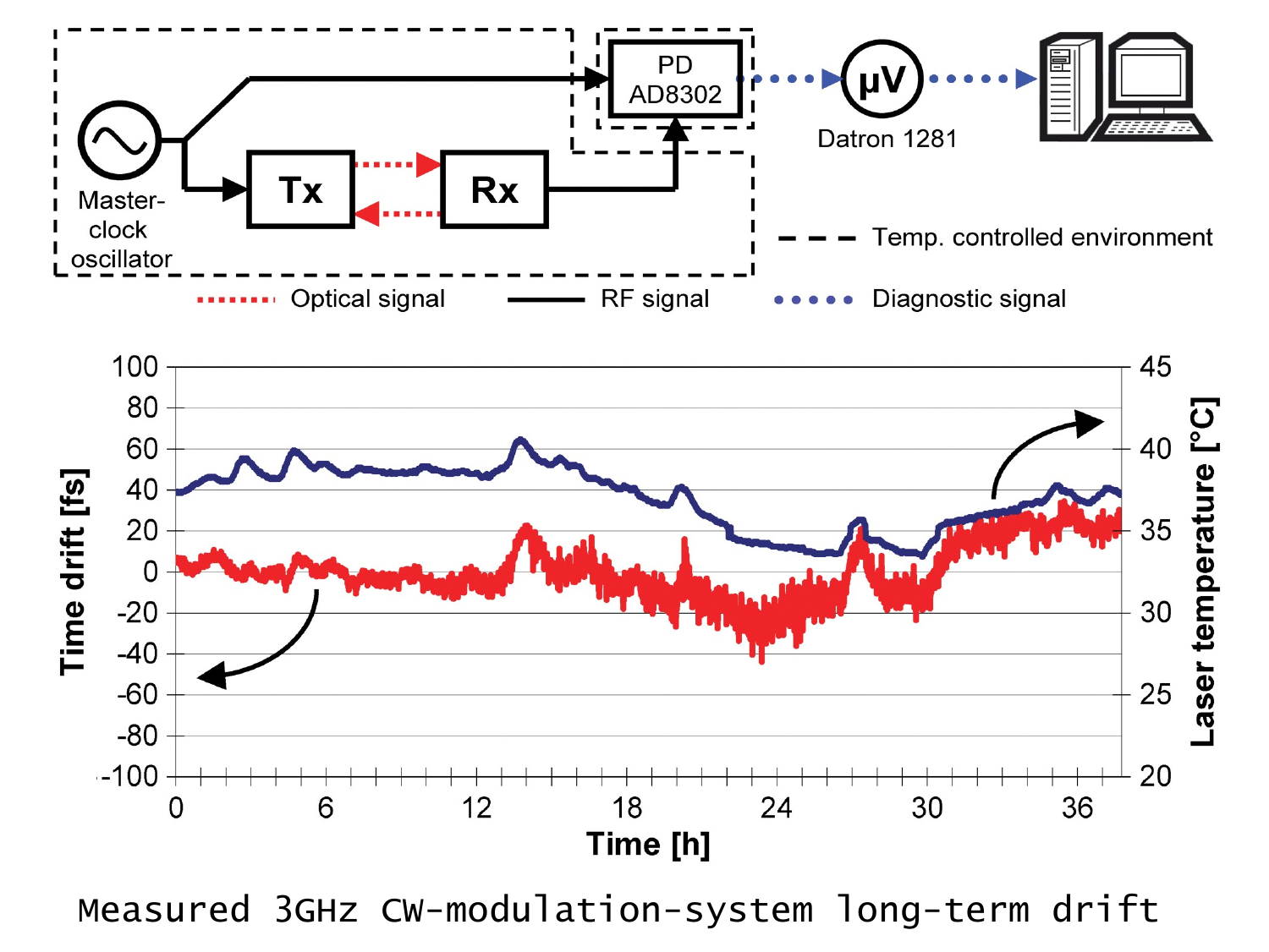Measured 3GHz CW-modulation-system long-term drift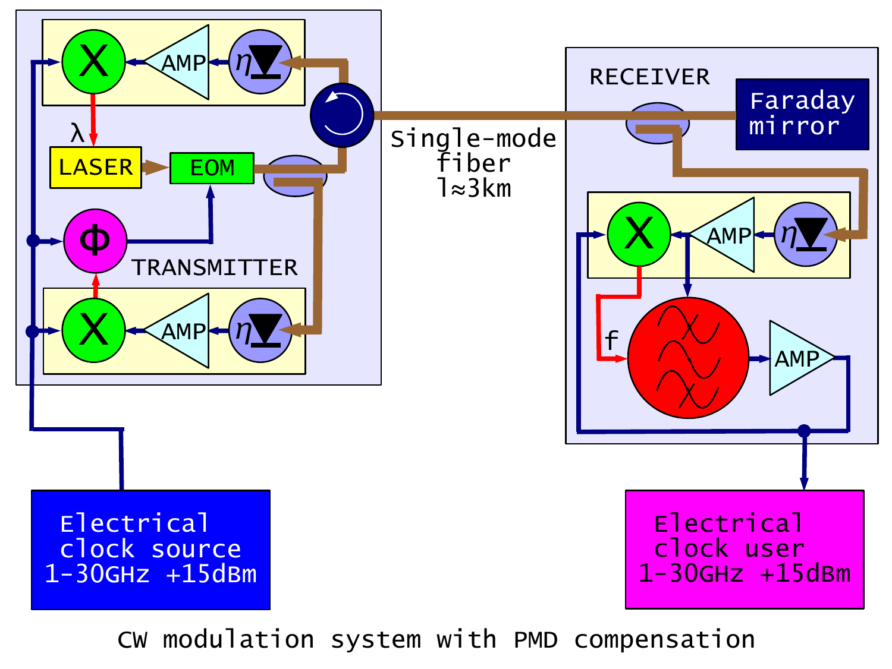AMP

λ

LASER

EOM

Φ

TRANSMITTER

AMP

Single-mode fiber l≈3km

RECEIVER

Faraday mirror

AMP

f

AMP

Electrical clock source 1-30GHz +15dBm

Electrical clock user 1-30GHz +15dBm

CW modulation system with PMD compensation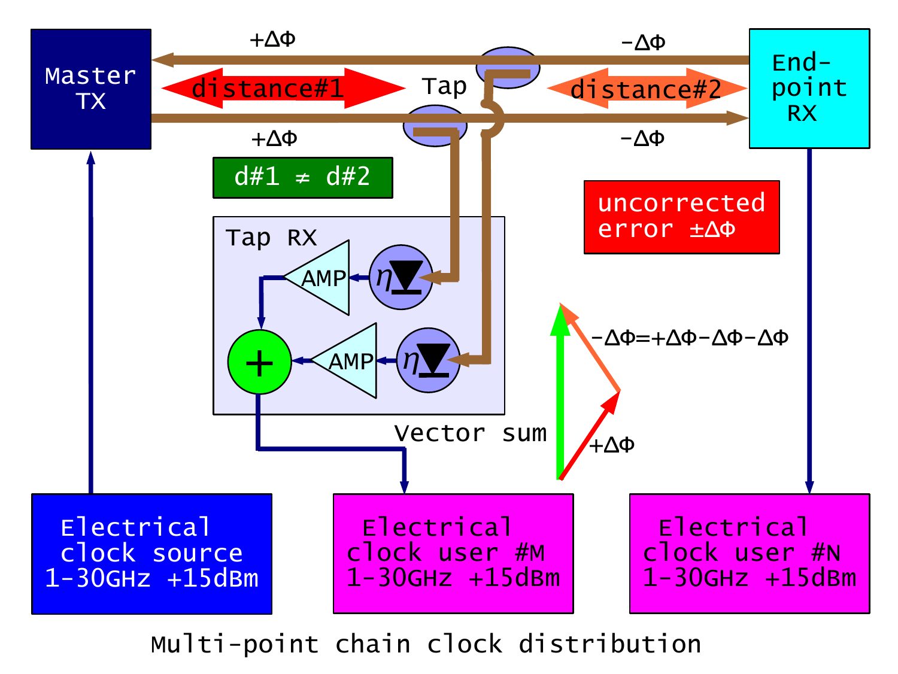Master TX

End-point RX

$+\Delta\Phi$ &nbsp;&nbsp; $-\Delta\Phi$

distance#1 &nbsp;&nbsp; Tap &nbsp;&nbsp; distance#2

$+\Delta\Phi$ &nbsp;&nbsp; $-\Delta\Phi$

d#1 ≠ d#2

uncorrected error $\pm\Delta\Phi$

Tap RX

AMP &nbsp;&nbsp; $\eta$

AMP &nbsp;&nbsp; $\eta$

$-\Delta\Phi=+\Delta\Phi-\Delta\Phi-\Delta\Phi$

Vector sum &nbsp;&nbsp; $+\Delta\Phi$

Electrical clock source 1-30GHz +15dBm

Electrical clock user #M 1-30GHz +15dBm

Electrical clock user #N 1-30GHz +15dBm

Multi-point chain clock distribution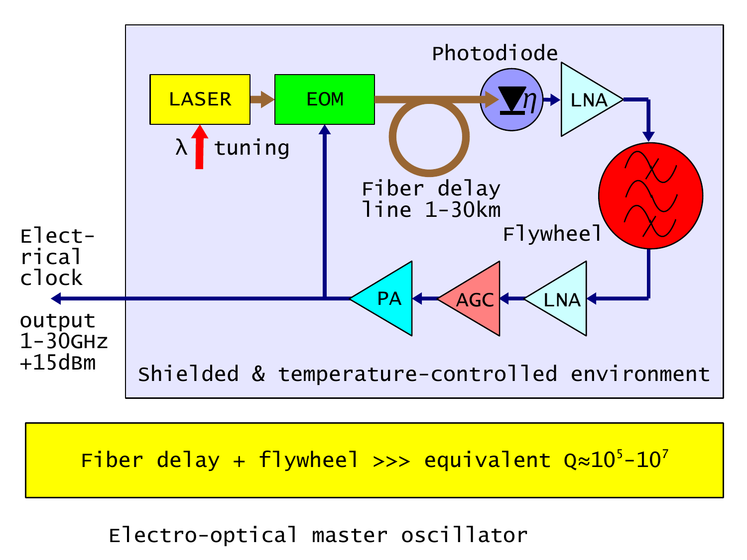LASER

EOM

λ tuning

Photodiode

$\eta$

LNA

Fiber delay line 1-30km

Flywheel

Elect-rical clock

output 1-30GHz +15dBm

PA

AGC

LNA

Shielded & temperature-controlled environment

Fiber delay + flywheel >>> equivalent Q≈$10^5$-$10^7$

Electro-optical master oscillator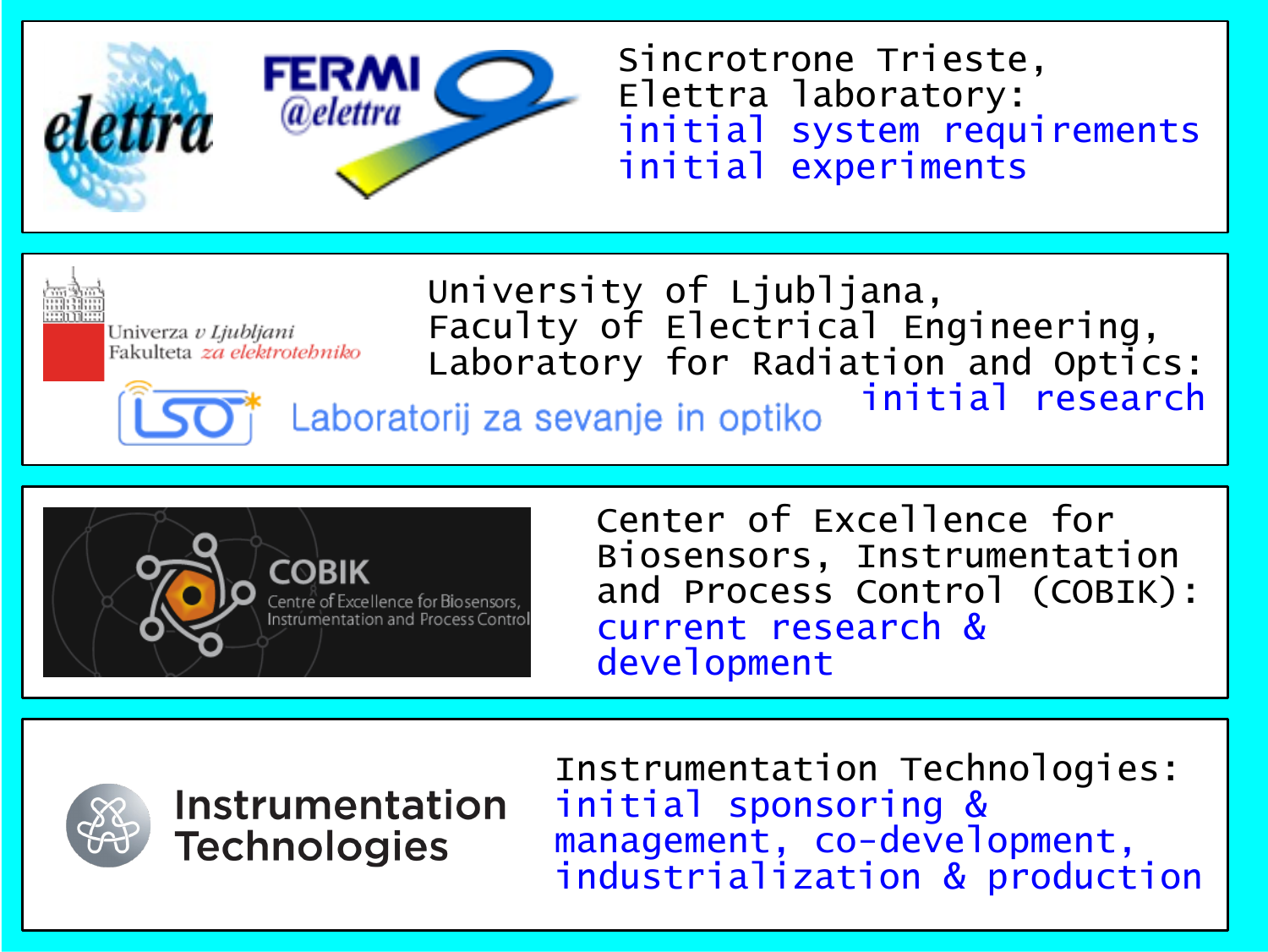Sincrotrone Trieste, Elettra laboratory:
initial system requirements
initial experiments

University of Ljubljana, Faculty of Electrical Engineering, Laboratory for Radiation and Optics:
initial research

Center of Excellence for Biosensors, Instrumentation and Process Control (COBIK):
current research & development

Instrumentation Technologies:
initial sponsoring & management, co-development, industrialization & production